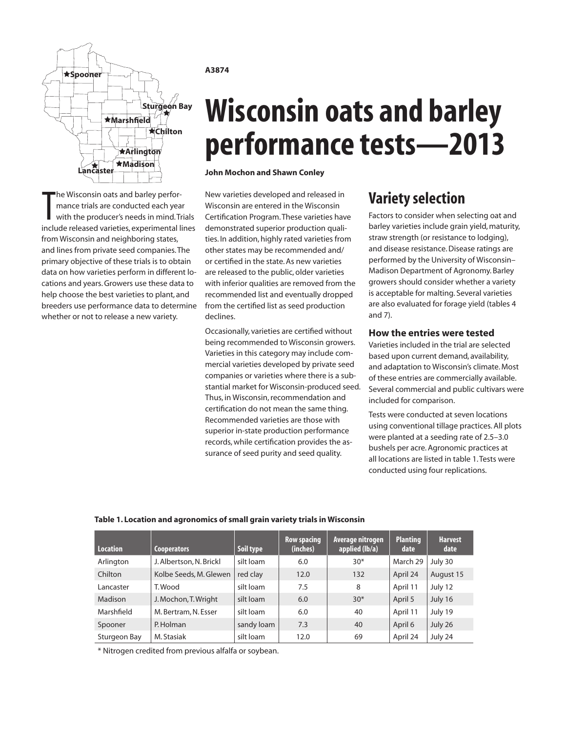A3874

# Wisconsin oats and barley performance tests—2013

**John Mochon and Shawn Conley**

The Wisconsin oats and barley performance trials are conducted each year with the producer's needs in mind. Trials include released varieties, experimental lines from Wisconsin and neighboring states, and lines from private seed companies. The primary objective of these trials is to obtain data on how varieties perform in different locations and years. Growers use these data to help choose the best varieties to plant, and breeders use performance data to determine whether or not to release a new variety.

New varieties developed and released in Wisconsin are entered in the Wisconsin Certification Program. These varieties have demonstrated superior production qualities. In addition, highly rated varieties from other states may be recommended and/or certified in the state. As new varieties are released to the public, older varieties with inferior qualities are removed from the recommended list and eventually dropped from the certified list as seed production declines.

Occasionally, varieties are certified without being recommended to Wisconsin growers. Varieties in this category may include commercial varieties developed by private seed companies or varieties where there is a substantial market for Wisconsin-produced seed. Thus, in Wisconsin, recommendation and certification do not mean the same thing. Recommended varieties are those with superior in-state production performance records, while certification provides the assurance of seed purity and seed quality.

## Variety selection

Factors to consider when selecting oat and barley varieties include grain yield, maturity, straw strength (or resistance to lodging), and disease resistance. Disease ratings are performed by the University of Wisconsin–Madison Department of Agronomy. Barley growers should consider whether a variety is acceptable for malting. Several varieties are also evaluated for forage yield (tables 4 and 7).

### How the entries were tested

Varieties included in the trial are selected based upon current demand, availability, and adaptation to Wisconsin's climate. Most of these entries are commercially available. Several commercial and public cultivars were included for comparison.

Tests were conducted at seven locations using conventional tillage practices. All plots were planted at a seeding rate of 2.5–3.0 bushels per acre. Agronomic practices at all locations are listed in table 1. Tests were conducted using four replications.

**Table 1. Location and agronomics of small grain variety trials in Wisconsin**

| Location | Cooperators | Soil type | Row spacing (inches) | Average nitrogen applied (lb/a) | Planting date | Harvest date |
|---|---|---|---|---|---|---|
| Arlington | J. Albertson, N. Brickl | silt loam | 6.0 | 30* | March 29 | July 30 |
| Chilton | Kolbe Seeds, M. Glewen | red clay | 12.0 | 132 | April 24 | August 15 |
| Lancaster | T. Wood | silt loam | 7.5 | 8 | April 11 | July 12 |
| Madison | J. Mochon, T. Wright | silt loam | 6.0 | 30* | April 5 | July 16 |
| Marshfield | M. Bertram, N. Esser | silt loam | 6.0 | 40 | April 11 | July 19 |
| Spooner | P. Holman | sandy loam | 7.3 | 40 | April 6 | July 26 |
| Sturgeon Bay | M. Stasiak | silt loam | 12.0 | 69 | April 24 | July 24 |

\* Nitrogen credited from previous alfalfa or soybean.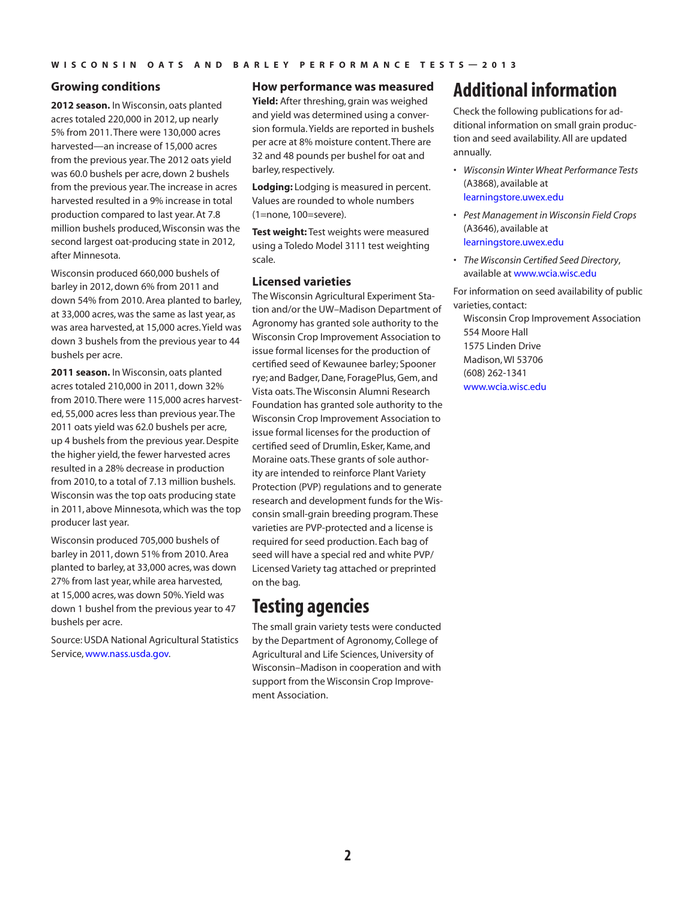## Growing conditions

**2012 season.** In Wisconsin, oats planted acres totaled 220,000 in 2012, up nearly 5% from 2011. There were 130,000 acres harvested—an increase of 15,000 acres from the previous year. The 2012 oats yield was 60.0 bushels per acre, down 2 bushels from the previous year. The increase in acres harvested resulted in a 9% increase in total production compared to last year. At 7.8 million bushels produced, Wisconsin was the second largest oat-producing state in 2012, after Minnesota.

Wisconsin produced 660,000 bushels of barley in 2012, down 6% from 2011 and down 54% from 2010. Area planted to barley, at 33,000 acres, was the same as last year, as was area harvested, at 15,000 acres. Yield was down 3 bushels from the previous year to 44 bushels per acre.

**2011 season.** In Wisconsin, oats planted acres totaled 210,000 in 2011, down 32% from 2010. There were 115,000 acres harvested, 55,000 acres less than previous year. The 2011 oats yield was 62.0 bushels per acre, up 4 bushels from the previous year. Despite the higher yield, the fewer harvested acres resulted in a 28% decrease in production from 2010, to a total of 7.13 million bushels. Wisconsin was the top oats producing state in 2011, above Minnesota, which was the top producer last year.

Wisconsin produced 705,000 bushels of barley in 2011, down 51% from 2010. Area planted to barley, at 33,000 acres, was down 27% from last year, while area harvested, at 15,000 acres, was down 50%. Yield was down 1 bushel from the previous year to 47 bushels per acre.

Source: USDA National Agricultural Statistics Service, www.nass.usda.gov.

## How performance was measured

**Yield:** After threshing, grain was weighed and yield was determined using a conversion formula. Yields are reported in bushels per acre at 8% moisture content. There are 32 and 48 pounds per bushel for oat and barley, respectively.

**Lodging:** Lodging is measured in percent. Values are rounded to whole numbers (1=none, 100=severe).

**Test weight:** Test weights were measured using a Toledo Model 3111 test weighting scale.

## Licensed varieties

The Wisconsin Agricultural Experiment Station and/or the UW–Madison Department of Agronomy has granted sole authority to the Wisconsin Crop Improvement Association to issue formal licenses for the production of certified seed of Kewaunee barley; Spooner rye; and Badger, Dane, ForagePlus, Gem, and Vista oats. The Wisconsin Alumni Research Foundation has granted sole authority to the Wisconsin Crop Improvement Association to issue formal licenses for the production of certified seed of Drumlin, Esker, Kame, and Moraine oats. These grants of sole authority are intended to reinforce Plant Variety Protection (PVP) regulations and to generate research and development funds for the Wisconsin small-grain breeding program. These varieties are PVP-protected and a license is required for seed production. Each bag of seed will have a special red and white PVP/Licensed Variety tag attached or preprinted on the bag.

# Testing agencies

The small grain variety tests were conducted by the Department of Agronomy, College of Agricultural and Life Sciences, University of Wisconsin–Madison in cooperation and with support from the Wisconsin Crop Improvement Association.

# Additional information

Check the following publications for additional information on small grain production and seed availability. All are updated annually.

- *Wisconsin Winter Wheat Performance Tests* (A3868), available at learningstore.uwex.edu
- *Pest Management in Wisconsin Field Crops* (A3646), available at learningstore.uwex.edu
- *The Wisconsin Certified Seed Directory*, available at www.wcia.wisc.edu

For information on seed availability of public varieties, contact:

Wisconsin Crop Improvement Association
554 Moore Hall
1575 Linden Drive
Madison, WI 53706
(608) 262-1341
www.wcia.wisc.edu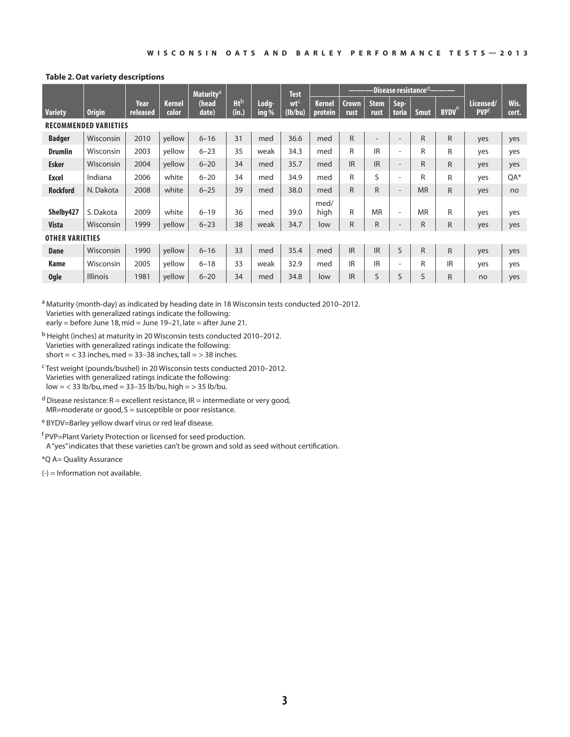**Table 2. Oat variety descriptions**

| Variety | Origin | Year released | Kernel color | Maturity[a] (head date) | Ht[b] (in.) | Lodg-ing % | Test wt[c] (lb/bu) | Kernel protein | Disease resistance[d] Crown rust | Stem rust | Sep-toria | Smut | BYDV[e] | Licensed/ PVP[f] | Wis. cert. |
|---|---|---|---|---|---|---|---|---|---|---|---|---|---|---|---|
| **RECOMMENDED VARIETIES** | | | | | | | | | | | | | | | |
| **Badger** | Wisconsin | 2010 | yellow | 6–16 | 31 | med | 36.6 | med | R | - | - | R | R | yes | yes |
| **Drumlin** | Wisconsin | 2003 | yellow | 6–23 | 35 | weak | 34.3 | med | R | IR | - | R | R | yes | yes |
| **Esker** | Wisconsin | 2004 | yellow | 6–20 | 34 | med | 35.7 | med | IR | IR | - | R | R | yes | yes |
| **Excel** | Indiana | 2006 | white | 6–20 | 34 | med | 34.9 | med | R | S | - | R | R | yes | QA* |
| **Rockford** | N. Dakota | 2008 | white | 6–25 | 39 | med | 38.0 | med | R | R | - | MR | R | yes | no |
| **Shelby427** | S. Dakota | 2009 | white | 6–19 | 36 | med | 39.0 | med/ high | R | MR | - | MR | R | yes | yes |
| **Vista** | Wisconsin | 1999 | yellow | 6–23 | 38 | weak | 34.7 | low | R | R | - | R | R | yes | yes |
| **OTHER VARIETIES** | | | | | | | | | | | | | | | |
| **Dane** | Wisconsin | 1990 | yellow | 6–16 | 33 | med | 35.4 | med | IR | IR | S | R | R | yes | yes |
| **Kame** | Wisconsin | 2005 | yellow | 6–18 | 33 | weak | 32.9 | med | IR | IR | - | R | IR | yes | yes |
| **Ogle** | Illinois | 1981 | yellow | 6–20 | 34 | med | 34.8 | low | IR | S | S | S | R | no | yes |

[a] Maturity (month-day) as indicated by heading date in 18 Wisconsin tests conducted 2010–2012. Varieties with generalized ratings indicate the following: early = before June 18, mid = June 19–21, late = after June 21.

[b] Height (inches) at maturity in 20 Wisconsin tests conducted 2010–2012. Varieties with generalized ratings indicate the following: short = < 33 inches, med = 33–38 inches, tall = > 38 inches.

[c] Test weight (pounds/bushel) in 20 Wisconsin tests conducted 2010–2012. Varieties with generalized ratings indicate the following: low = < 33 lb/bu, med = 33–35 lb/bu, high = > 35 lb/bu.

[d] Disease resistance: R = excellent resistance, IR = intermediate or very good, MR=moderate or good, S = susceptible or poor resistance.

[e] BYDV=Barley yellow dwarf virus or red leaf disease.

[f] PVP=Plant Variety Protection or licensed for seed production. A "yes" indicates that these varieties can't be grown and sold as seed without certification.

*Q A= Quality Assurance

(-) = Information not available.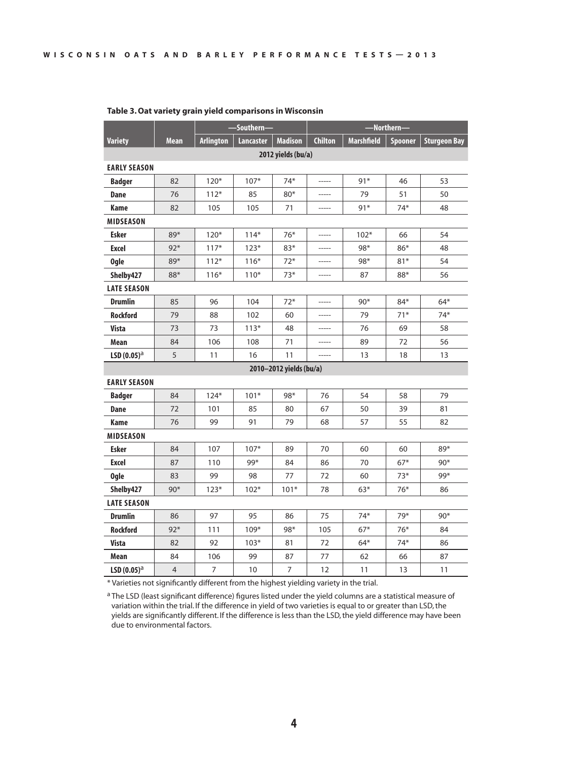**Table 3. Oat variety grain yield comparisons in Wisconsin**

| | | —Southern— | | | —Northern— | | | |
|---|---|---|---|---|---|---|---|---|
| **Variety** | **Mean** | **Arlington** | **Lancaster** | **Madison** | **Chilton** | **Marshfield** | **Spooner** | **Sturgeon Bay** |
| **2012 yields (bu/a)** | | | | | | | | |
| **EARLY SEASON** | | | | | | | | |
| **Badger** | 82 | 120* | 107* | 74* | ----- | 91* | 46 | 53 |
| **Dane** | 76 | 112* | 85 | 80* | ----- | 79 | 51 | 50 |
| **Kame** | 82 | 105 | 105 | 71 | ----- | 91* | 74* | 48 |
| **MIDSEASON** | | | | | | | | |
| **Esker** | 89* | 120* | 114* | 76* | ----- | 102* | 66 | 54 |
| **Excel** | 92* | 117* | 123* | 83* | ----- | 98* | 86* | 48 |
| **Ogle** | 89* | 112* | 116* | 72* | ----- | 98* | 81* | 54 |
| **Shelby427** | 88* | 116* | 110* | 73* | ----- | 87 | 88* | 56 |
| **LATE SEASON** | | | | | | | | |
| **Drumlin** | 85 | 96 | 104 | 72* | ----- | 90* | 84* | 64* |
| **Rockford** | 79 | 88 | 102 | 60 | ----- | 79 | 71* | 74* |
| **Vista** | 73 | 73 | 113* | 48 | ----- | 76 | 69 | 58 |
| **Mean** | 84 | 106 | 108 | 71 | ----- | 89 | 72 | 56 |
| **LSD (0.05)[a]** | 5 | 11 | 16 | 11 | ----- | 13 | 18 | 13 |
| **2010–2012 yields (bu/a)** | | | | | | | | |
| **EARLY SEASON** | | | | | | | | |
| **Badger** | 84 | 124* | 101* | 98* | 76 | 54 | 58 | 79 |
| **Dane** | 72 | 101 | 85 | 80 | 67 | 50 | 39 | 81 |
| **Kame** | 76 | 99 | 91 | 79 | 68 | 57 | 55 | 82 |
| **MIDSEASON** | | | | | | | | |
| **Esker** | 84 | 107 | 107* | 89 | 70 | 60 | 60 | 89* |
| **Excel** | 87 | 110 | 99* | 84 | 86 | 70 | 67* | 90* |
| **Ogle** | 83 | 99 | 98 | 77 | 72 | 60 | 73* | 99* |
| **Shelby427** | 90* | 123* | 102* | 101* | 78 | 63* | 76* | 86 |
| **LATE SEASON** | | | | | | | | |
| **Drumlin** | 86 | 97 | 95 | 86 | 75 | 74* | 79* | 90* |
| **Rockford** | 92* | 111 | 109* | 98* | 105 | 67* | 76* | 84 |
| **Vista** | 82 | 92 | 103* | 81 | 72 | 64* | 74* | 86 |
| **Mean** | 84 | 106 | 99 | 87 | 77 | 62 | 66 | 87 |
| **LSD (0.05)[a]** | 4 | 7 | 10 | 7 | 12 | 11 | 13 | 11 |

* Varieties not significantly different from the highest yielding variety in the trial.

[a] The LSD (least significant difference) figures listed under the yield columns are a statistical measure of variation within the trial. If the difference in yield of two varieties is equal to or greater than LSD, the yields are significantly different. If the difference is less than the LSD, the yield difference may have been due to environmental factors.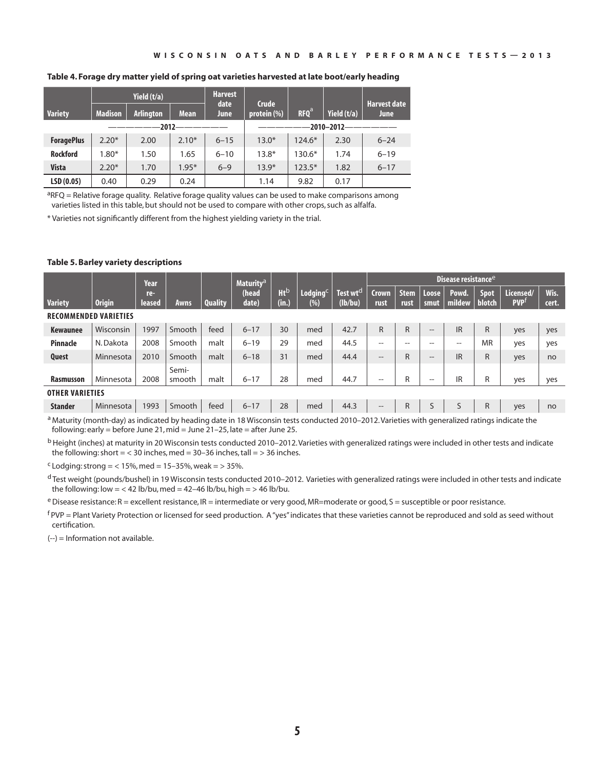**Table 4. Forage dry matter yield of spring oat varieties harvested at late boot/early heading**

| Variety | Yield (t/a) | | | Harvest date | Crude protein (%) | RFQ[a] | Yield (t/a) | Harvest date |
|---|---|---|---|---|---|---|---|---|
| | Madison | Arlington | Mean | June | | | | June |
| | 2012 | | | | 2010–2012 | | | |
| **ForagePlus** | 2.20* | 2.00 | 2.10* | 6–15 | 13.0* | 124.6* | 2.30 | 6–24 |
| **Rockford** | 1.80* | 1.50 | 1.65 | 6–10 | 13.8* | 130.6* | 1.74 | 6–19 |
| **Vista** | 2.20* | 1.70 | 1.95* | 6–9 | 13.9* | 123.5* | 1.82 | 6–17 |
| **LSD (0.05)** | 0.40 | 0.29 | 0.24 | | 1.14 | 9.82 | 0.17 | |

[a]RFQ = Relative forage quality. Relative forage quality values can be used to make comparisons among varieties listed in this table, but should not be used to compare with other crops, such as alfalfa.

\* Varieties not significantly different from the highest yielding variety in the trial.

**Table 5. Barley variety descriptions**

| Variety | Origin | Year re-leased | Awns | Quality | Maturity[a] (head date) | Ht[b] (in.) | Lodging[c] (%) | Test wt[d] (lb/bu) | Disease resistance[e] | | | | | Licensed/ PVP[f] | Wis. cert. |
|---|---|---|---|---|---|---|---|---|---|---|---|---|---|---|---|
| | | | | | | | | | Crown rust | Stem rust | Loose smut | Powd. mildew | Spot blotch | | |
| **RECOMMENDED VARIETIES** | | | | | | | | | | | | | | | |
| **Kewaunee** | Wisconsin | 1997 | Smooth | feed | 6–17 | 30 | med | 42.7 | R | R | -- | IR | R | yes | yes |
| **Pinnacle** | N. Dakota | 2008 | Smooth | malt | 6–19 | 29 | med | 44.5 | -- | -- | -- | -- | MR | yes | yes |
| **Quest** | Minnesota | 2010 | Smooth | malt | 6–18 | 31 | med | 44.4 | -- | R | -- | IR | R | yes | no |
| **Rasmusson** | Minnesota | 2008 | Semi-smooth | malt | 6–17 | 28 | med | 44.7 | -- | R | -- | IR | R | yes | yes |
| **OTHER VARIETIES** | | | | | | | | | | | | | | | |
| **Stander** | Minnesota | 1993 | Smooth | feed | 6–17 | 28 | med | 44.3 | -- | R | S | S | R | yes | no |

[a] Maturity (month-day) as indicated by heading date in 18 Wisconsin tests conducted 2010–2012. Varieties with generalized ratings indicate the following: early = before June 21, mid = June 21–25, late = after June 25.

[b] Height (inches) at maturity in 20 Wisconsin tests conducted 2010–2012. Varieties with generalized ratings were included in other tests and indicate the following: short = < 30 inches, med = 30–36 inches, tall = > 36 inches.

[c] Lodging: strong = < 15%, med = 15–35%, weak = > 35%.

[d] Test weight (pounds/bushel) in 19 Wisconsin tests conducted 2010–2012. Varieties with generalized ratings were included in other tests and indicate the following: low = < 42 lb/bu, med = 42–46 lb/bu, high = > 46 lb/bu.

[e] Disease resistance: R = excellent resistance, IR = intermediate or very good, MR=moderate or good, S = susceptible or poor resistance.

[f] PVP = Plant Variety Protection or licensed for seed production. A "yes" indicates that these varieties cannot be reproduced and sold as seed without certification.

(--) = Information not available.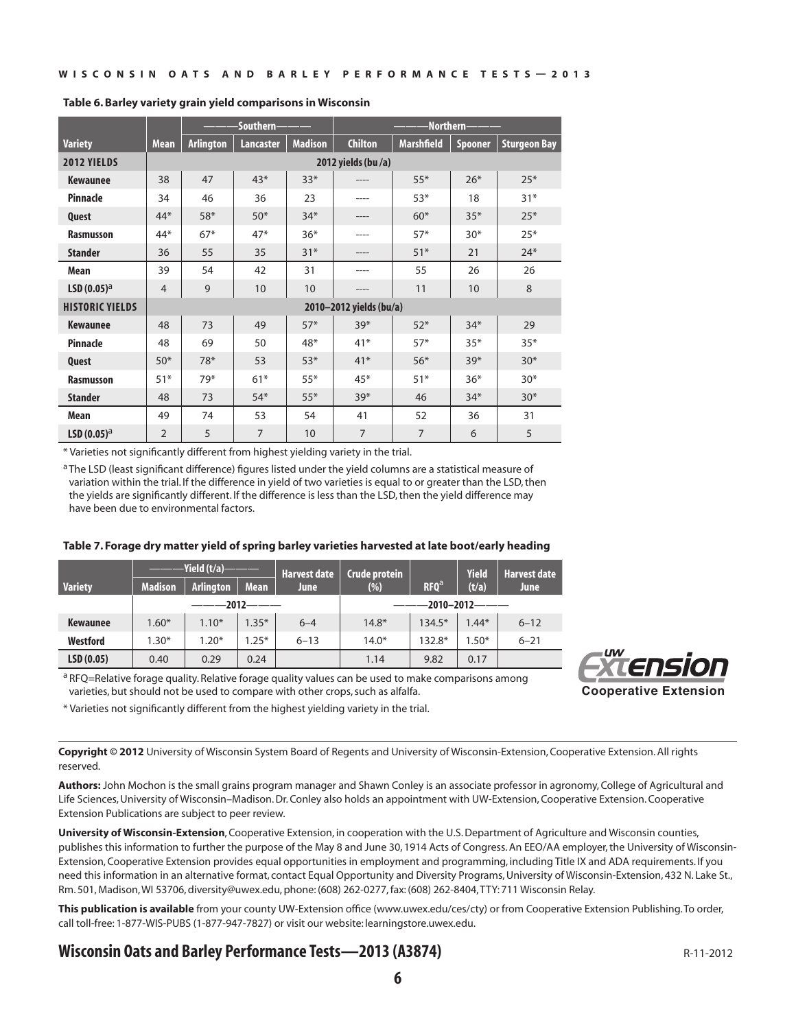**Table 6. Barley variety grain yield comparisons in Wisconsin**

| Variety | Mean | ———Southern——— | | | ———Northern——— | | | |
|---|---|---|---|---|---|---|---|---|
| | | Arlington | Lancaster | Madison | Chilton | Marshfield | Spooner | Sturgeon Bay |
| **2012 YIELDS** | 2012 yields (bu /a) | | | | | | | |
| **Kewaunee** | 38 | 47 | 43* | 33* | ---- | 55* | 26* | 25* |
| **Pinnacle** | 34 | 46 | 36 | 23 | ---- | 53* | 18 | 31* |
| **Quest** | 44* | 58* | 50* | 34* | ---- | 60* | 35* | 25* |
| **Rasmusson** | 44* | 67* | 47* | 36* | ---- | 57* | 30* | 25* |
| **Stander** | 36 | 55 | 35 | 31* | ---- | 51* | 21 | 24* |
| **Mean** | 39 | 54 | 42 | 31 | ---- | 55 | 26 | 26 |
| **LSD (0.05)[a]** | 4 | 9 | 10 | 10 | ---- | 11 | 10 | 8 |
| **HISTORIC YIELDS** | 2010–2012 yields (bu/a) | | | | | | | |
| **Kewaunee** | 48 | 73 | 49 | 57* | 39* | 52* | 34* | 29 |
| **Pinnacle** | 48 | 69 | 50 | 48* | 41* | 57* | 35* | 35* |
| **Quest** | 50* | 78* | 53 | 53* | 41* | 56* | 39* | 30* |
| **Rasmusson** | 51* | 79* | 61* | 55* | 45* | 51* | 36* | 30* |
| **Stander** | 48 | 73 | 54* | 55* | 39* | 46 | 34* | 30* |
| **Mean** | 49 | 74 | 53 | 54 | 41 | 52 | 36 | 31 |
| **LSD (0.05)[a]** | 2 | 5 | 7 | 10 | 7 | 7 | 6 | 5 |

\* Varieties not significantly different from highest yielding variety in the trial.

[a] The LSD (least significant difference) figures listed under the yield columns are a statistical measure of variation within the trial. If the difference in yield of two varieties is equal to or greater than the LSD, then the yields are significantly different. If the difference is less than the LSD, then the yield difference may have been due to environmental factors.

**Table 7. Forage dry matter yield of spring barley varieties harvested at late boot/early heading**

| Variety | ———Yield (t/a)——— | | | Harvest date | Crude protein | RFQ[a] | Yield | Harvest date |
|---|---|---|---|---|---|---|---|---|
| | Madison | Arlington | Mean | June | (%) | | (t/a) | June |
| | ———2012——— | | | | ———2010–2012——— | | | |
| **Kewaunee** | 1.60* | 1.10* | 1.35* | 6–4 | 14.8* | 134.5* | 1.44* | 6–12 |
| **Westford** | 1.30* | 1.20* | 1.25* | 6–13 | 14.0* | 132.8* | 1.50* | 6–21 |
| **LSD (0.05)** | 0.40 | 0.29 | 0.24 | | 1.14 | 9.82 | 0.17 | |

[a] RFQ=Relative forage quality. Relative forage quality values can be used to make comparisons among varieties, but should not be used to compare with other crops, such as alfalfa.

\* Varieties not significantly different from the highest yielding variety in the trial.

UW Extension
Cooperative Extension

**Copyright © 2012** University of Wisconsin System Board of Regents and University of Wisconsin-Extension, Cooperative Extension. All rights reserved.

**Authors:** John Mochon is the small grains program manager and Shawn Conley is an associate professor in agronomy, College of Agricultural and Life Sciences, University of Wisconsin–Madison. Dr. Conley also holds an appointment with UW-Extension, Cooperative Extension. Cooperative Extension Publications are subject to peer review.

**University of Wisconsin-Extension**, Cooperative Extension, in cooperation with the U.S. Department of Agriculture and Wisconsin counties, publishes this information to further the purpose of the May 8 and June 30, 1914 Acts of Congress. An EEO/AA employer, the University of Wisconsin-Extension, Cooperative Extension provides equal opportunities in employment and programming, including Title IX and ADA requirements. If you need this information in an alternative format, contact Equal Opportunity and Diversity Programs, University of Wisconsin-Extension, 432 N. Lake St., Rm. 501, Madison, WI 53706, diversity@uwex.edu, phone: (608) 262-0277, fax: (608) 262-8404, TTY: 711 Wisconsin Relay.

**This publication is available** from your county UW-Extension office (www.uwex.edu/ces/cty) or from Cooperative Extension Publishing. To order, call toll-free: 1-877-WIS-PUBS (1-877-947-7827) or visit our website: learningstore.uwex.edu.

## Wisconsin Oats and Barley Performance Tests—2013 (A3874)

R-11-2012